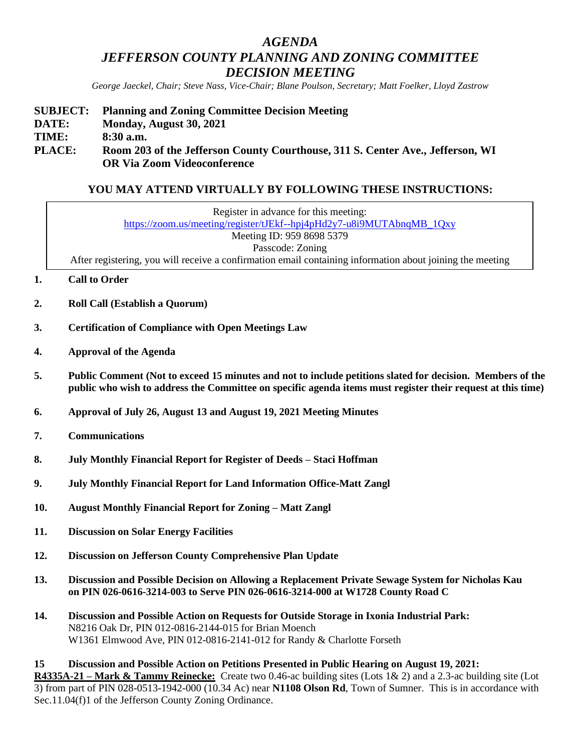# *AGENDA*
# *JEFFERSON COUNTY PLANNING AND ZONING COMMITTEE DECISION MEETING*

*George Jaeckel, Chair; Steve Nass, Vice-Chair; Blane Poulson, Secretary; Matt Foelker, Lloyd Zastrow*

**SUBJECT: Planning and Zoning Committee Decision Meeting**
**DATE: Monday, August 30, 2021**
**TIME: 8:30 a.m.**
**PLACE: Room 203 of the Jefferson County Courthouse, 311 S. Center Ave., Jefferson, WI OR Via Zoom Videoconference**

## YOU MAY ATTEND VIRTUALLY BY FOLLOWING THESE INSTRUCTIONS:

Register in advance for this meeting:
https://zoom.us/meeting/register/tJEkf--hpj4pHd2y7-u8i9MUTAbnqMB_1Qxy
Meeting ID: 959 8698 5379
Passcode: Zoning
After registering, you will receive a confirmation email containing information about joining the meeting

1. **Call to Order**
2. **Roll Call (Establish a Quorum)**
3. **Certification of Compliance with Open Meetings Law**
4. **Approval of the Agenda**
5. **Public Comment (Not to exceed 15 minutes and not to include petitions slated for decision. Members of the public who wish to address the Committee on specific agenda items must register their request at this time)**
6. **Approval of July 26, August 13 and August 19, 2021 Meeting Minutes**
7. **Communications**
8. **July Monthly Financial Report for Register of Deeds – Staci Hoffman**
9. **July Monthly Financial Report for Land Information Office-Matt Zangl**
10. **August Monthly Financial Report for Zoning – Matt Zangl**
11. **Discussion on Solar Energy Facilities**
12. **Discussion on Jefferson County Comprehensive Plan Update**
13. **Discussion and Possible Decision on Allowing a Replacement Private Sewage System for Nicholas Kau on PIN 026-0616-3214-003 to Serve PIN 026-0616-3214-000 at W1728 County Road C**
14. **Discussion and Possible Action on Requests for Outside Storage in Ixonia Industrial Park:**
    N8216 Oak Dr, PIN 012-0816-2144-015 for Brian Moench
    W1361 Elmwood Ave, PIN 012-0816-2141-012 for Randy & Charlotte Forseth

**15 Discussion and Possible Action on Petitions Presented in Public Hearing on August 19, 2021:**

**R4335A-21 – Mark & Tammy Reinecke:** Create two 0.46-ac building sites (Lots 1& 2) and a 2.3-ac building site (Lot 3) from part of PIN 028-0513-1942-000 (10.34 Ac) near **N1108 Olson Rd**, Town of Sumner. This is in accordance with Sec.11.04(f)1 of the Jefferson County Zoning Ordinance.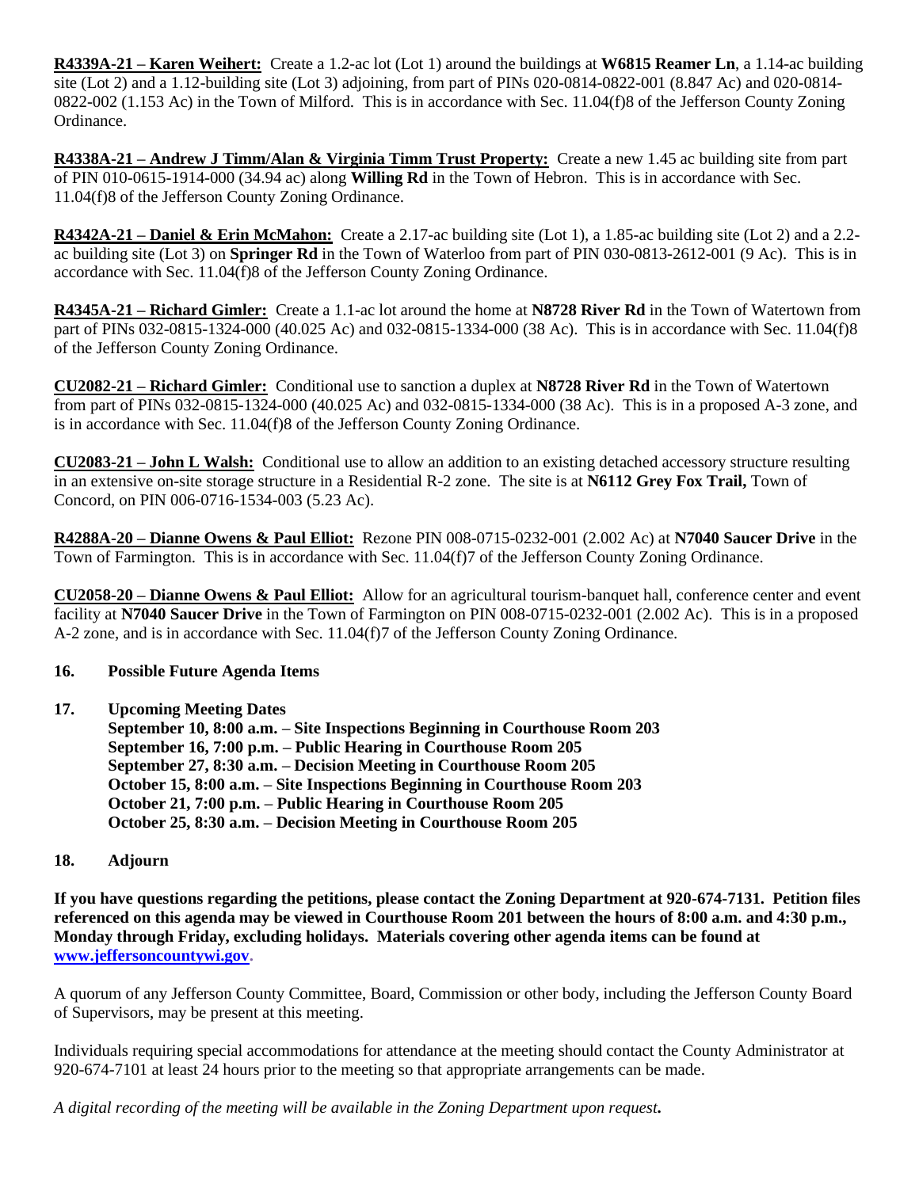**R4339A-21 – Karen Weihert:** Create a 1.2-ac lot (Lot 1) around the buildings at **W6815 Reamer Ln**, a 1.14-ac building site (Lot 2) and a 1.12-building site (Lot 3) adjoining, from part of PINs 020-0814-0822-001 (8.847 Ac) and 020-0814-0822-002 (1.153 Ac) in the Town of Milford. This is in accordance with Sec. 11.04(f)8 of the Jefferson County Zoning Ordinance.

**R4338A-21 – Andrew J Timm/Alan & Virginia Timm Trust Property:** Create a new 1.45 ac building site from part of PIN 010-0615-1914-000 (34.94 ac) along **Willing Rd** in the Town of Hebron. This is in accordance with Sec. 11.04(f)8 of the Jefferson County Zoning Ordinance.

**R4342A-21 – Daniel & Erin McMahon:** Create a 2.17-ac building site (Lot 1), a 1.85-ac building site (Lot 2) and a 2.2-ac building site (Lot 3) on **Springer Rd** in the Town of Waterloo from part of PIN 030-0813-2612-001 (9 Ac). This is in accordance with Sec. 11.04(f)8 of the Jefferson County Zoning Ordinance.

**R4345A-21 – Richard Gimler:** Create a 1.1-ac lot around the home at **N8728 River Rd** in the Town of Watertown from part of PINs 032-0815-1324-000 (40.025 Ac) and 032-0815-1334-000 (38 Ac). This is in accordance with Sec. 11.04(f)8 of the Jefferson County Zoning Ordinance.

**CU2082-21 – Richard Gimler:** Conditional use to sanction a duplex at **N8728 River Rd** in the Town of Watertown from part of PINs 032-0815-1324-000 (40.025 Ac) and 032-0815-1334-000 (38 Ac). This is in a proposed A-3 zone, and is in accordance with Sec. 11.04(f)8 of the Jefferson County Zoning Ordinance.

**CU2083-21 – John L Walsh:** Conditional use to allow an addition to an existing detached accessory structure resulting in an extensive on-site storage structure in a Residential R-2 zone. The site is at **N6112 Grey Fox Trail,** Town of Concord, on PIN 006-0716-1534-003 (5.23 Ac).

**R4288A-20 – Dianne Owens & Paul Elliot:** Rezone PIN 008-0715-0232-001 (2.002 Ac) at **N7040 Saucer Drive** in the Town of Farmington. This is in accordance with Sec. 11.04(f)7 of the Jefferson County Zoning Ordinance.

**CU2058-20 – Dianne Owens & Paul Elliot:** Allow for an agricultural tourism-banquet hall, conference center and event facility at **N7040 Saucer Drive** in the Town of Farmington on PIN 008-0715-0232-001 (2.002 Ac). This is in a proposed A-2 zone, and is in accordance with Sec. 11.04(f)7 of the Jefferson County Zoning Ordinance.

**16. Possible Future Agenda Items**

**17. Upcoming Meeting Dates**

**September 10, 8:00 a.m. – Site Inspections Beginning in Courthouse Room 203**
**September 16, 7:00 p.m. – Public Hearing in Courthouse Room 205**
**September 27, 8:30 a.m. – Decision Meeting in Courthouse Room 205**
**October 15, 8:00 a.m. – Site Inspections Beginning in Courthouse Room 203**
**October 21, 7:00 p.m. – Public Hearing in Courthouse Room 205**
**October 25, 8:30 a.m. – Decision Meeting in Courthouse Room 205**

**18. Adjourn**

**If you have questions regarding the petitions, please contact the Zoning Department at 920-674-7131. Petition files referenced on this agenda may be viewed in Courthouse Room 201 between the hours of 8:00 a.m. and 4:30 p.m., Monday through Friday, excluding holidays. Materials covering other agenda items can be found at [www.jeffersoncountywi.gov](http://www.jeffersoncountywi.gov).**

A quorum of any Jefferson County Committee, Board, Commission or other body, including the Jefferson County Board of Supervisors, may be present at this meeting.

Individuals requiring special accommodations for attendance at the meeting should contact the County Administrator at 920-674-7101 at least 24 hours prior to the meeting so that appropriate arrangements can be made.

*A digital recording of the meeting will be available in the Zoning Department upon request.*